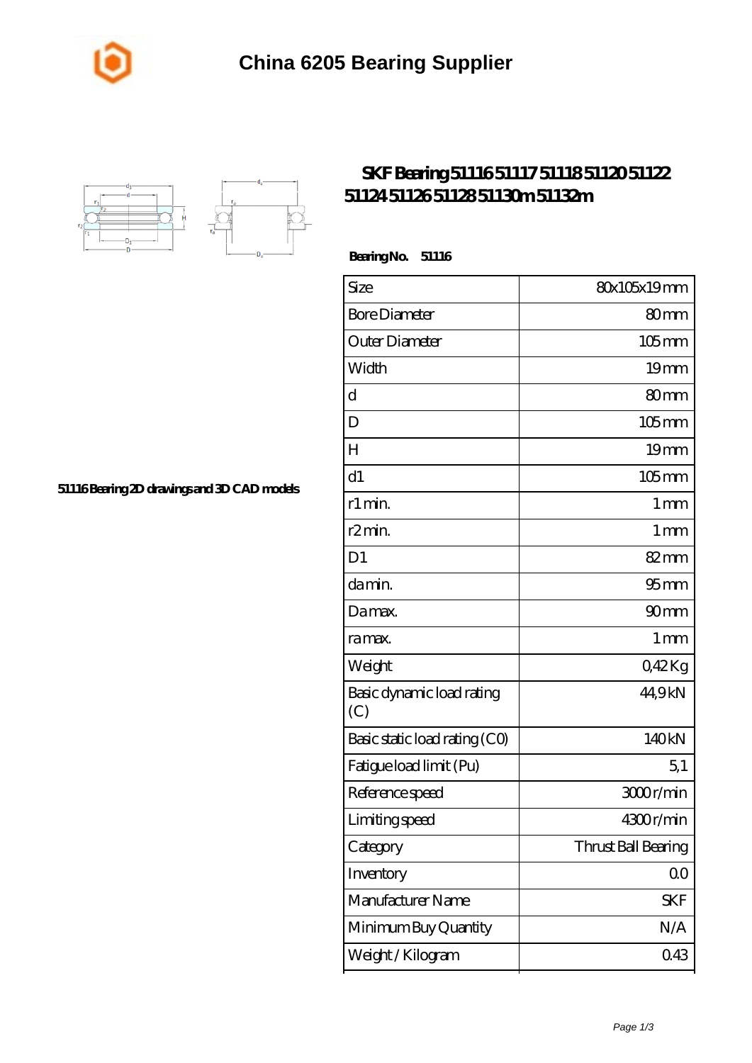# China 6205 Bearing Supplier

## SKF Bearing 51116 51117 51118 51120 51122 51124 51126 51128 51130m 51132m

**Bearing No. 51116**

51116 Bearing 2D drawings and 3D CAD models

| Size | 80x105x19 mm |
| --- | --- |
| Bore Diameter | 80 mm |
| Outer Diameter | 105 mm |
| Width | 19 mm |
| d | 80 mm |
| D | 105 mm |
| H | 19 mm |
| d1 | 105 mm |
| r1 min. | 1 mm |
| r2 min. | 1 mm |
| D1 | 82 mm |
| da min. | 95 mm |
| Da max. | 90 mm |
| ra max. | 1 mm |
| Weight | 0,42 Kg |
| Basic dynamic load rating (C) | 44,9 kN |
| Basic static load rating (C0) | 140 kN |
| Fatigue load limit (Pu) | 5,1 |
| Reference speed | 3000 r/min |
| Limiting speed | 4300 r/min |
| Category | Thrust Ball Bearing |
| Inventory | 0.0 |
| Manufacturer Name | SKF |
| Minimum Buy Quantity | N/A |
| Weight / Kilogram | 0.43 |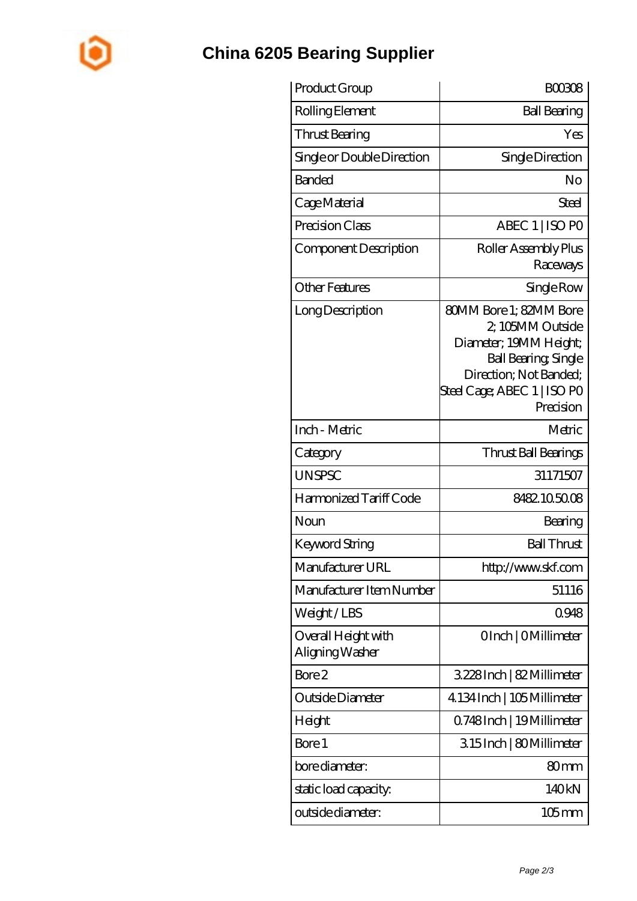# China 6205 Bearing Supplier

| | |
|---|---|
| Product Group | B00308 |
| Rolling Element | Ball Bearing |
| Thrust Bearing | Yes |
| Single or Double Direction | Single Direction |
| Banded | No |
| Cage Material | Steel |
| Precision Class | ABEC 1 \| ISO P0 |
| Component Description | Roller Assembly Plus Raceways |
| Other Features | Single Row |
| Long Description | 80MM Bore 1; 82MM Bore 2; 105MM Outside Diameter; 19MM Height; Ball Bearing; Single Direction; Not Banded; Steel Cage; ABEC 1 \| ISO P0 Precision |
| Inch - Metric | Metric |
| Category | Thrust Ball Bearings |
| UNSPSC | 31171507 |
| Harmonized Tariff Code | 8482.10.50.08 |
| Noun | Bearing |
| Keyword String | Ball Thrust |
| Manufacturer URL | http://www.skf.com |
| Manufacturer Item Number | 51116 |
| Weight / LBS | 0.948 |
| Overall Height with Aligning Washer | 0 Inch \| 0 Millimeter |
| Bore 2 | 3.228 Inch \| 82 Millimeter |
| Outside Diameter | 4.134 Inch \| 105 Millimeter |
| Height | 0.748 Inch \| 19 Millimeter |
| Bore 1 | 3.15 Inch \| 80 Millimeter |
| bore diameter: | 80 mm |
| static load capacity: | 140 kN |
| outside diameter: | 105 mm |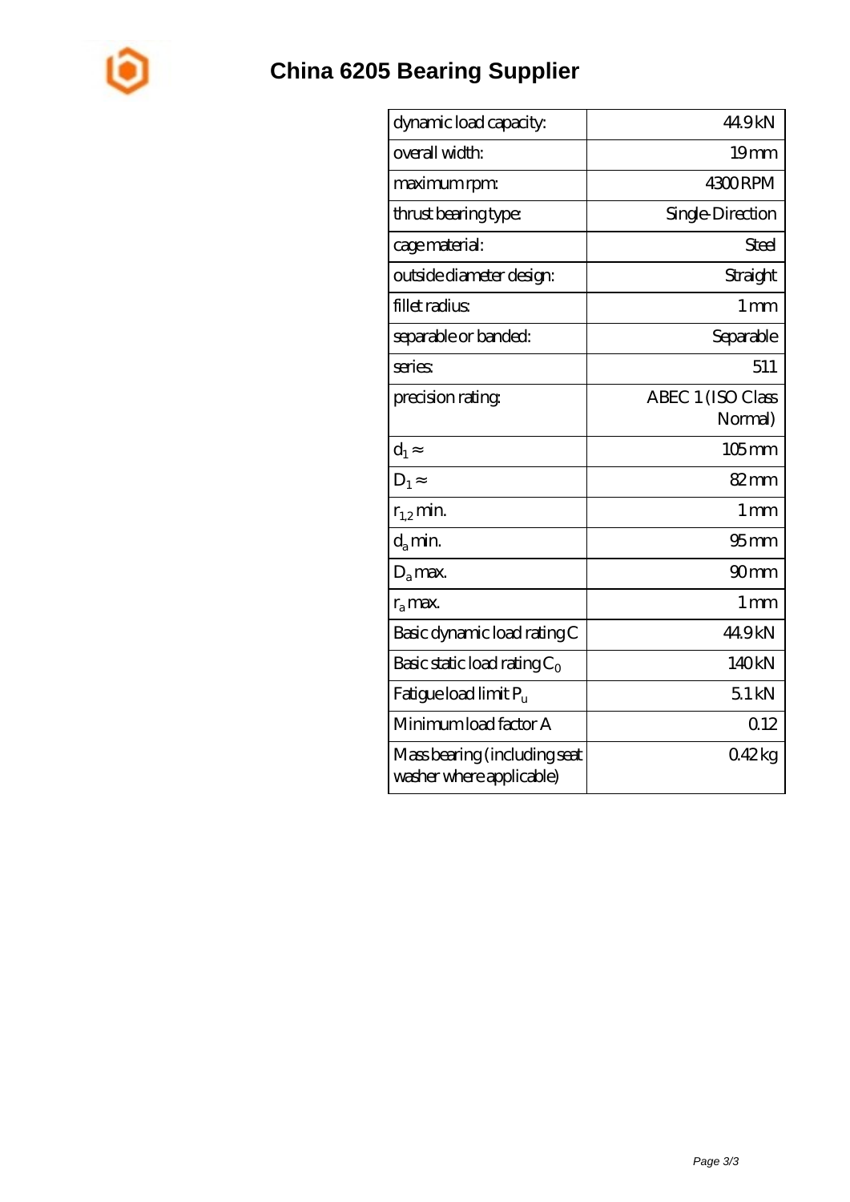# China 6205 Bearing Supplier

| | |
|---|---|
| dynamic load capacity: | 44.9 kN |
| overall width: | 19 mm |
| maximum rpm: | 4300 RPM |
| thrust bearing type: | Single-Direction |
| cage material: | Steel |
| outside diameter design: | Straight |
| fillet radius: | 1 mm |
| separable or banded: | Separable |
| series: | 511 |
| precision rating: | ABEC 1 (ISO Class Normal) |
| $d_1$ ≈ | 105 mm |
| $D_1$ ≈ | 82 mm |
| $r_{1,2}$ min. | 1 mm |
| $d_a$ min. | 95 mm |
| $D_a$ max. | 90 mm |
| $r_a$ max. | 1 mm |
| Basic dynamic load rating C | 44.9 kN |
| Basic static load rating $C_0$ | 140 kN |
| Fatigue load limit $P_u$ | 5.1 kN |
| Minimum load factor A | 0.12 |
| Mass bearing (including seat washer where applicable) | 0.42 kg |